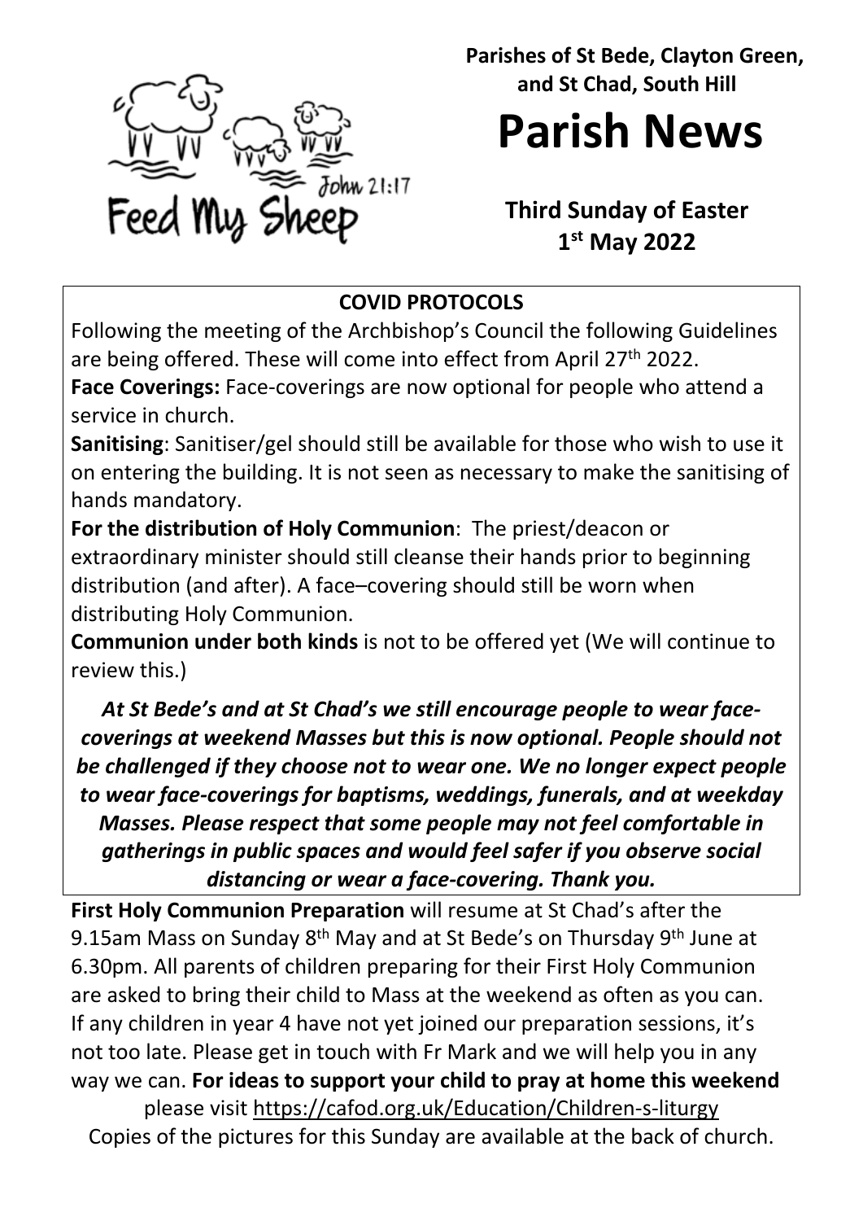Feed My Sheep John 21:17

**Parishes of St Bede, Clayton Green, and St Chad, South Hill**

# Parish News

**Third Sunday of Easter**
**1st May 2022**

## COVID PROTOCOLS

Following the meeting of the Archbishop's Council the following Guidelines are being offered. These will come into effect from April 27th 2022.

**Face Coverings:** Face-coverings are now optional for people who attend a service in church.

**Sanitising**: Sanitiser/gel should still be available for those who wish to use it on entering the building. It is not seen as necessary to make the sanitising of hands mandatory.

**For the distribution of Holy Communion**: The priest/deacon or extraordinary minister should still cleanse their hands prior to beginning distribution (and after). A face–covering should still be worn when distributing Holy Communion.

**Communion under both kinds** is not to be offered yet (We will continue to review this.)

***At St Bede's and at St Chad's we still encourage people to wear face-coverings at weekend Masses but this is now optional. People should not be challenged if they choose not to wear one. We no longer expect people to wear face-coverings for baptisms, weddings, funerals, and at weekday Masses. Please respect that some people may not feel comfortable in gatherings in public spaces and would feel safer if you observe social distancing or wear a face-covering. Thank you.***

**First Holy Communion Preparation** will resume at St Chad's after the 9.15am Mass on Sunday 8th May and at St Bede's on Thursday 9th June at 6.30pm. All parents of children preparing for their First Holy Communion are asked to bring their child to Mass at the weekend as often as you can. If any children in year 4 have not yet joined our preparation sessions, it's not too late. Please get in touch with Fr Mark and we will help you in any way we can. **For ideas to support your child to pray at home this weekend** please visit https://cafod.org.uk/Education/Children-s-liturgy
Copies of the pictures for this Sunday are available at the back of church.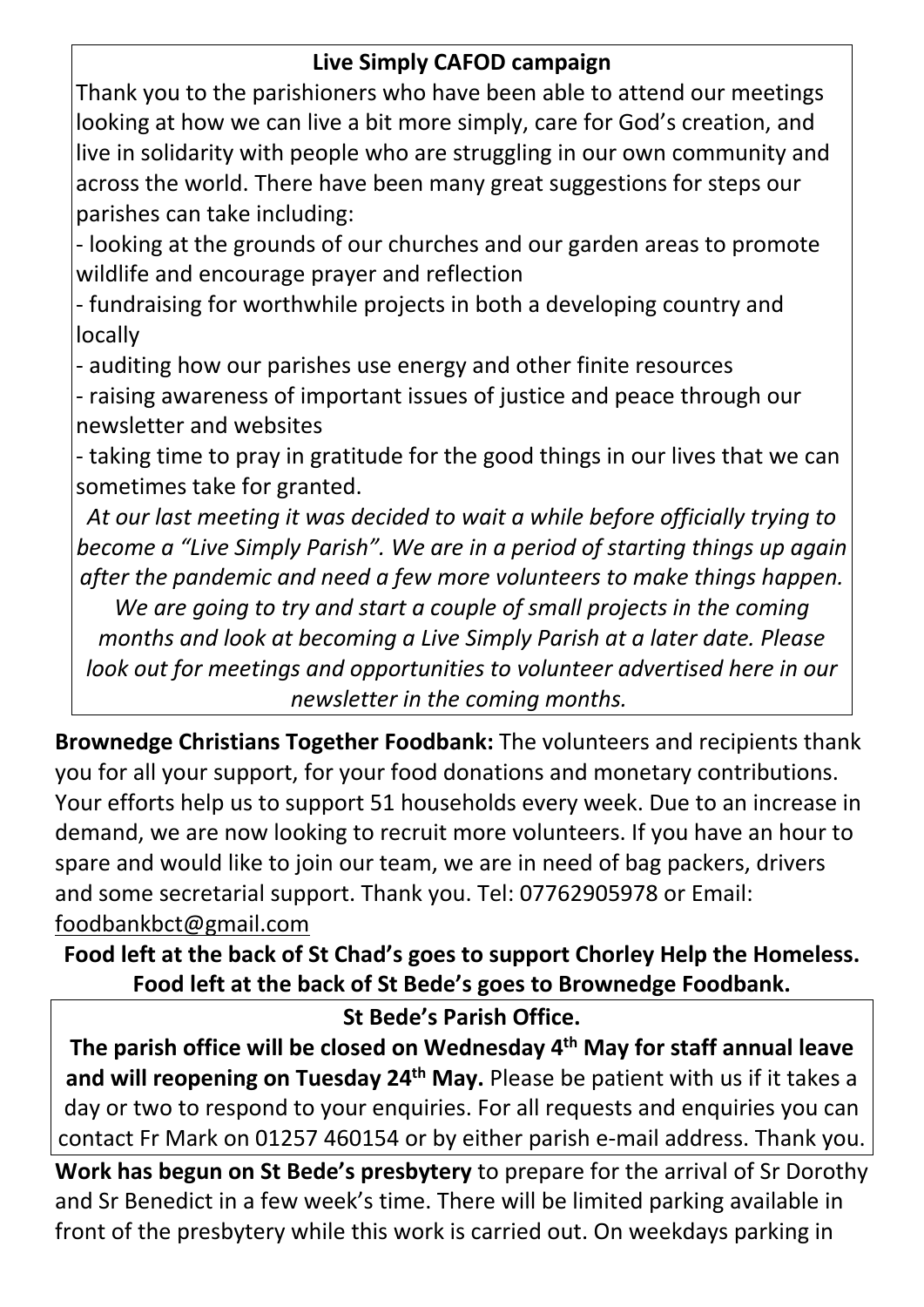**Live Simply CAFOD campaign**

Thank you to the parishioners who have been able to attend our meetings looking at how we can live a bit more simply, care for God's creation, and live in solidarity with people who are struggling in our own community and across the world. There have been many great suggestions for steps our parishes can take including:

- looking at the grounds of our churches and our garden areas to promote wildlife and encourage prayer and reflection
- fundraising for worthwhile projects in both a developing country and locally
- auditing how our parishes use energy and other finite resources
- raising awareness of important issues of justice and peace through our newsletter and websites
- taking time to pray in gratitude for the good things in our lives that we can sometimes take for granted.

*At our last meeting it was decided to wait a while before officially trying to become a "Live Simply Parish". We are in a period of starting things up again after the pandemic and need a few more volunteers to make things happen. We are going to try and start a couple of small projects in the coming months and look at becoming a Live Simply Parish at a later date. Please look out for meetings and opportunities to volunteer advertised here in our newsletter in the coming months.*

**Brownedge Christians Together Foodbank:** The volunteers and recipients thank you for all your support, for your food donations and monetary contributions. Your efforts help us to support 51 households every week. Due to an increase in demand, we are now looking to recruit more volunteers. If you have an hour to spare and would like to join our team, we are in need of bag packers, drivers and some secretarial support. Thank you. Tel: 07762905978 or Email: foodbankbct@gmail.com

**Food left at the back of St Chad's goes to support Chorley Help the Homeless. Food left at the back of St Bede's goes to Brownedge Foodbank.**

**St Bede's Parish Office.**

**The parish office will be closed on Wednesday 4th May for staff annual leave and will reopening on Tuesday 24th May.** Please be patient with us if it takes a day or two to respond to your enquiries. For all requests and enquiries you can contact Fr Mark on 01257 460154 or by either parish e-mail address. Thank you.

**Work has begun on St Bede's presbytery** to prepare for the arrival of Sr Dorothy and Sr Benedict in a few week's time. There will be limited parking available in front of the presbytery while this work is carried out. On weekdays parking in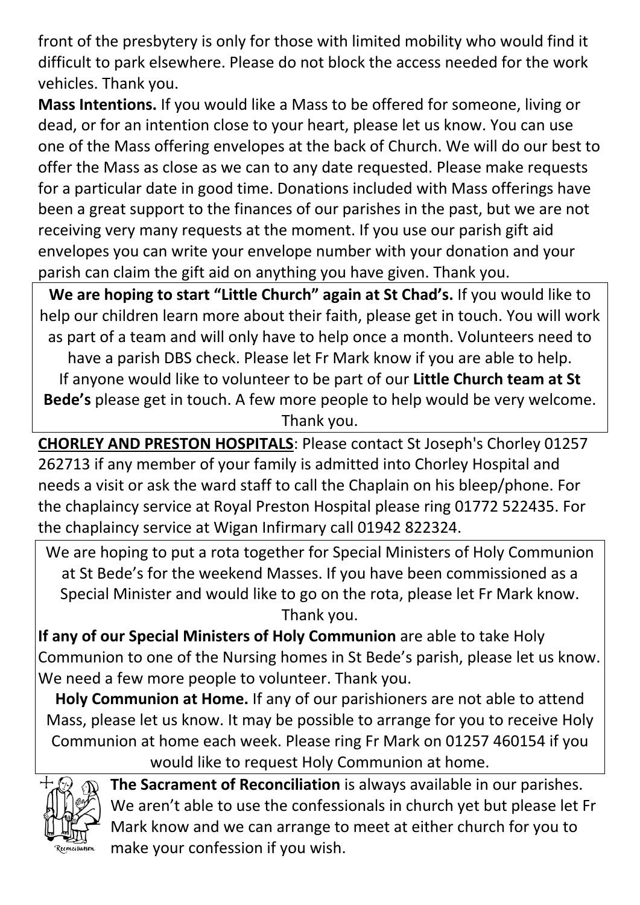front of the presbytery is only for those with limited mobility who would find it difficult to park elsewhere. Please do not block the access needed for the work vehicles. Thank you.

**Mass Intentions.** If you would like a Mass to be offered for someone, living or dead, or for an intention close to your heart, please let us know. You can use one of the Mass offering envelopes at the back of Church. We will do our best to offer the Mass as close as we can to any date requested. Please make requests for a particular date in good time. Donations included with Mass offerings have been a great support to the finances of our parishes in the past, but we are not receiving very many requests at the moment. If you use our parish gift aid envelopes you can write your envelope number with your donation and your parish can claim the gift aid on anything you have given. Thank you.

**We are hoping to start "Little Church" again at St Chad's.** If you would like to help our children learn more about their faith, please get in touch. You will work as part of a team and will only have to help once a month. Volunteers need to have a parish DBS check. Please let Fr Mark know if you are able to help. If anyone would like to volunteer to be part of our **Little Church team at St Bede's** please get in touch. A few more people to help would be very welcome. Thank you.

**CHORLEY AND PRESTON HOSPITALS**: Please contact St Joseph's Chorley 01257 262713 if any member of your family is admitted into Chorley Hospital and needs a visit or ask the ward staff to call the Chaplain on his bleep/phone. For the chaplaincy service at Royal Preston Hospital please ring 01772 522435. For the chaplaincy service at Wigan Infirmary call 01942 822324.

We are hoping to put a rota together for Special Ministers of Holy Communion at St Bede's for the weekend Masses. If you have been commissioned as a Special Minister and would like to go on the rota, please let Fr Mark know. Thank you.

**If any of our Special Ministers of Holy Communion** are able to take Holy Communion to one of the Nursing homes in St Bede's parish, please let us know. We need a few more people to volunteer. Thank you.

**Holy Communion at Home.** If any of our parishioners are not able to attend Mass, please let us know. It may be possible to arrange for you to receive Holy Communion at home each week. Please ring Fr Mark on 01257 460154 if you would like to request Holy Communion at home.

**The Sacrament of Reconciliation** is always available in our parishes. We aren't able to use the confessionals in church yet but please let Fr Mark know and we can arrange to meet at either church for you to make your confession if you wish.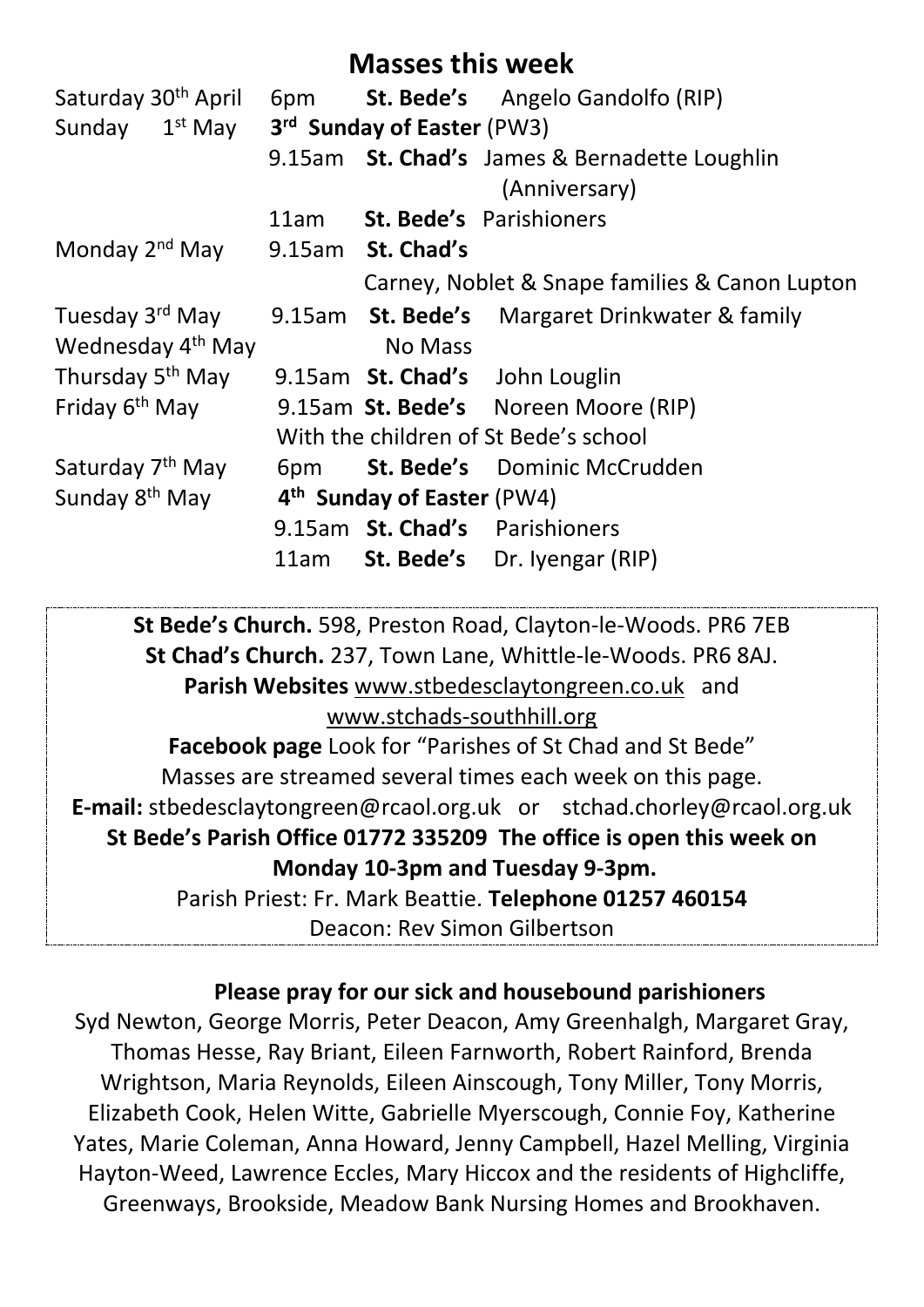## Masses this week

| | | | |
|---|---|---|---|
| Saturday 30th April | 6pm | **St. Bede's** | Angelo Gandolfo (RIP) |
| Sunday 1st May | **3rd Sunday of Easter** (PW3) | | |
| | 9.15am | **St. Chad's** | James & Bernadette Loughlin (Anniversary) |
| | 11am | **St. Bede's** | Parishioners |
| Monday 2nd May | 9.15am | **St. Chad's** | |
| | | | Carney, Noblet & Snape families & Canon Lupton |
| Tuesday 3rd May | 9.15am | **St. Bede's** | Margaret Drinkwater & family |
| Wednesday 4th May | | No Mass | |
| Thursday 5th May | 9.15am | **St. Chad's** | John Louglin |
| Friday 6th May | 9.15am | **St. Bede's** | Noreen Moore (RIP) |
| | With the children of St Bede's school | | |
| Saturday 7th May | 6pm | **St. Bede's** | Dominic McCrudden |
| Sunday 8th May | **4th Sunday of Easter** (PW4) | | |
| | 9.15am | **St. Chad's** | Parishioners |
| | 11am | **St. Bede's** | Dr. Iyengar (RIP) |

**St Bede's Church.** 598, Preston Road, Clayton-le-Woods. PR6 7EB
**St Chad's Church.** 237, Town Lane, Whittle-le-Woods. PR6 8AJ.
**Parish Websites** www.stbedesclaytongreen.co.uk and www.stchads-southhill.org
**Facebook page** Look for "Parishes of St Chad and St Bede"
Masses are streamed several times each week on this page.
**E-mail:** stbedesclaytongreen@rcaol.org.uk or stchad.chorley@rcaol.org.uk
**St Bede's Parish Office 01772 335209 The office is open this week on Monday 10-3pm and Tuesday 9-3pm.**
Parish Priest: Fr. Mark Beattie. **Telephone 01257 460154**
Deacon: Rev Simon Gilbertson

**Please pray for our sick and housebound parishioners**

Syd Newton, George Morris, Peter Deacon, Amy Greenhalgh, Margaret Gray, Thomas Hesse, Ray Briant, Eileen Farnworth, Robert Rainford, Brenda Wrightson, Maria Reynolds, Eileen Ainscough, Tony Miller, Tony Morris, Elizabeth Cook, Helen Witte, Gabrielle Myerscough, Connie Foy, Katherine Yates, Marie Coleman, Anna Howard, Jenny Campbell, Hazel Melling, Virginia Hayton-Weed, Lawrence Eccles, Mary Hiccox and the residents of Highcliffe, Greenways, Brookside, Meadow Bank Nursing Homes and Brookhaven.